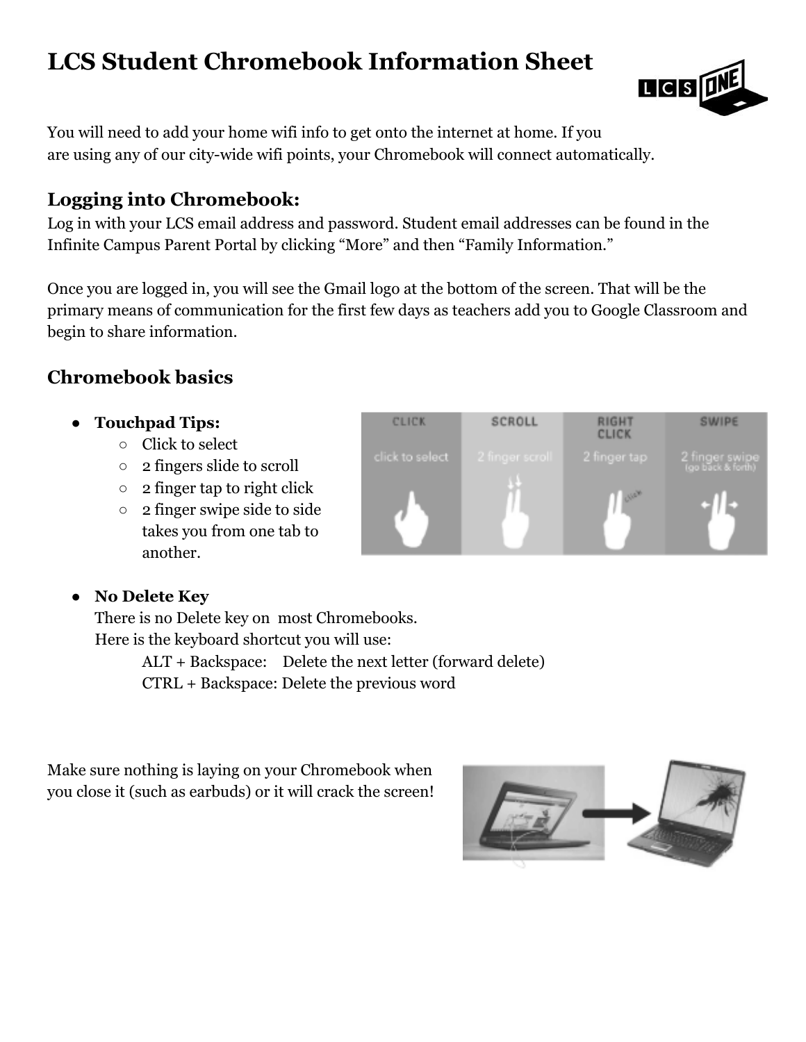# LCS Student Chromebook Information Sheet

You will need to add your home wifi info to get onto the internet at home. If you are using any of our city-wide wifi points, your Chromebook will connect automatically.

## Logging into Chromebook:

Log in with your LCS email address and password. Student email addresses can be found in the Infinite Campus Parent Portal by clicking “More” and then “Family Information.”

Once you are logged in, you will see the Gmail logo at the bottom of the screen. That will be the primary means of communication for the first few days as teachers add you to Google Classroom and begin to share information.

## Chromebook basics

- **Touchpad Tips:**
  - Click to select
  - 2 fingers slide to scroll
  - 2 finger tap to right click
  - 2 finger swipe side to side takes you from one tab to another.

- **No Delete Key**
  There is no Delete key on most Chromebooks.
  Here is the keyboard shortcut you will use:
  ALT + Backspace: Delete the next letter (forward delete)
  CTRL + Backspace: Delete the previous word

Make sure nothing is laying on your Chromebook when you close it (such as earbuds) or it will crack the screen!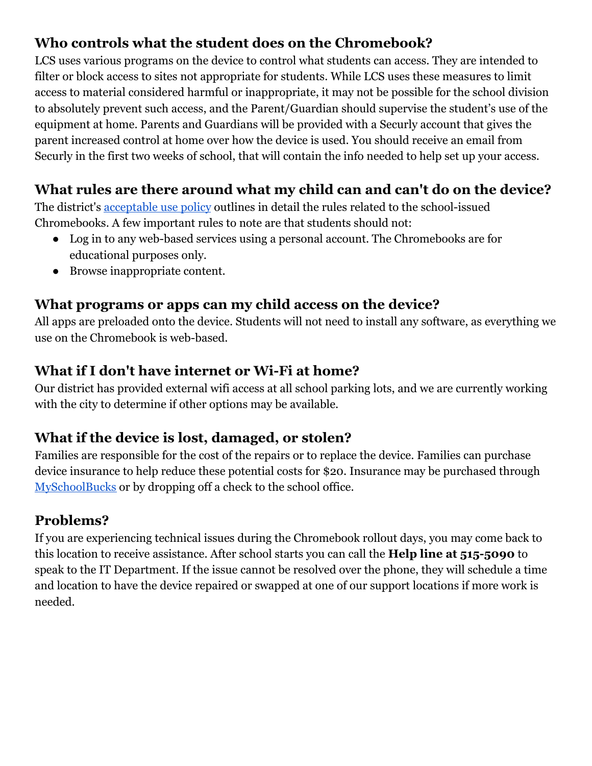## Who controls what the student does on the Chromebook?

LCS uses various programs on the device to control what students can access. They are intended to filter or block access to sites not appropriate for students. While LCS uses these measures to limit access to material considered harmful or inappropriate, it may not be possible for the school division to absolutely prevent such access, and the Parent/Guardian should supervise the student's use of the equipment at home. Parents and Guardians will be provided with a Securly account that gives the parent increased control at home over how the device is used. You should receive an email from Securly in the first two weeks of school, that will contain the info needed to help set up your access.

## What rules are there around what my child can and can't do on the device?

The district's acceptable use policy outlines in detail the rules related to the school-issued Chromebooks. A few important rules to note are that students should not:

- Log in to any web-based services using a personal account. The Chromebooks are for educational purposes only.
- Browse inappropriate content.

## What programs or apps can my child access on the device?

All apps are preloaded onto the device. Students will not need to install any software, as everything we use on the Chromebook is web-based.

## What if I don't have internet or Wi-Fi at home?

Our district has provided external wifi access at all school parking lots, and we are currently working with the city to determine if other options may be available.

## What if the device is lost, damaged, or stolen?

Families are responsible for the cost of the repairs or to replace the device. Families can purchase device insurance to help reduce these potential costs for $20. Insurance may be purchased through MySchoolBucks or by dropping off a check to the school office.

## Problems?

If you are experiencing technical issues during the Chromebook rollout days, you may come back to this location to receive assistance. After school starts you can call the **Help line at 515-5090** to speak to the IT Department. If the issue cannot be resolved over the phone, they will schedule a time and location to have the device repaired or swapped at one of our support locations if more work is needed.